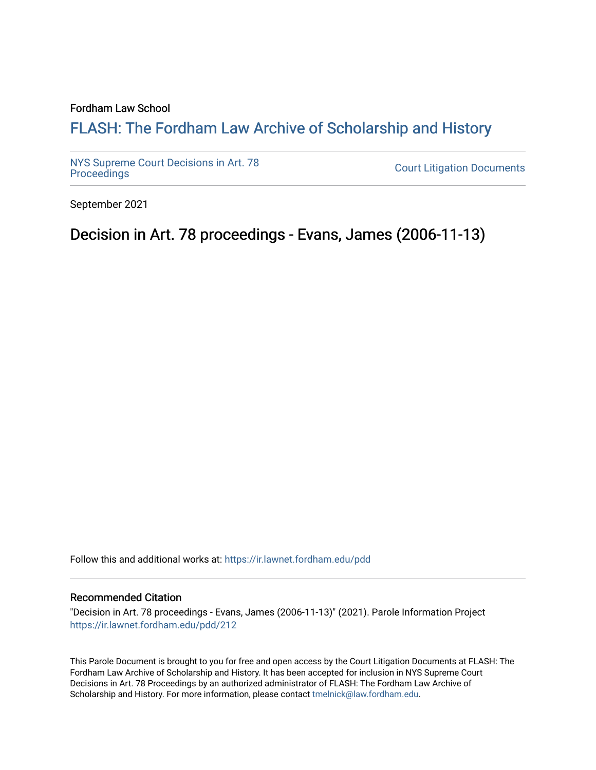Fordham Law School

# FLASH: The Fordham Law Archive of Scholarship and History

NYS Supreme Court Decisions in Art. 78 Proceedings

Court Litigation Documents

September 2021

## Decision in Art. 78 proceedings - Evans, James (2006-11-13)

Follow this and additional works at: https://ir.lawnet.fordham.edu/pdd

### Recommended Citation

"Decision in Art. 78 proceedings - Evans, James (2006-11-13)" (2021). Parole Information Project https://ir.lawnet.fordham.edu/pdd/212

This Parole Document is brought to you for free and open access by the Court Litigation Documents at FLASH: The Fordham Law Archive of Scholarship and History. It has been accepted for inclusion in NYS Supreme Court Decisions in Art. 78 Proceedings by an authorized administrator of FLASH: The Fordham Law Archive of Scholarship and History. For more information, please contact tmelnick@law.fordham.edu.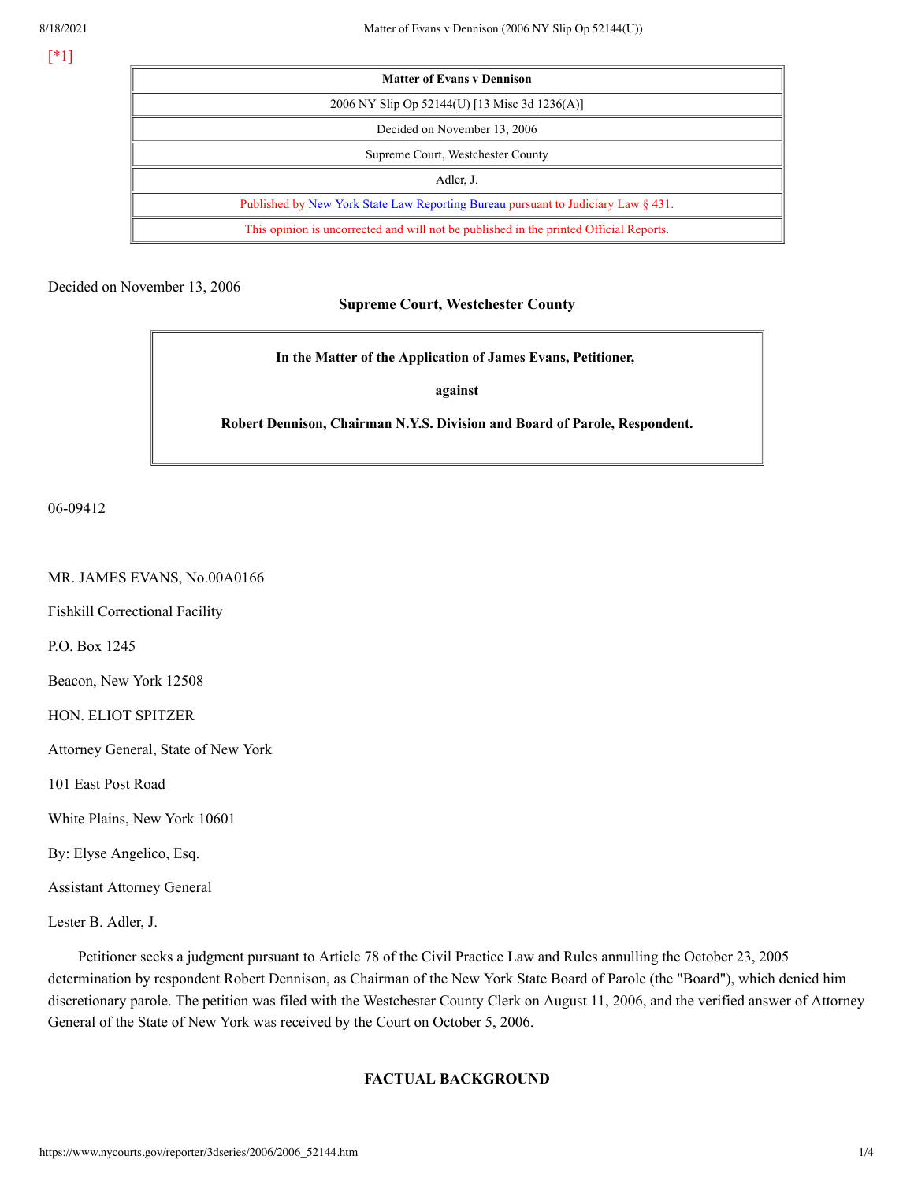[*1]

| Matter of Evans v Dennison |
|---|
| 2006 NY Slip Op 52144(U) [13 Misc 3d 1236(A)] |
| Decided on November 13, 2006 |
| Supreme Court, Westchester County |
| Adler, J. |
| Published by New York State Law Reporting Bureau pursuant to Judiciary Law § 431. |
| This opinion is uncorrected and will not be published in the printed Official Reports. |

Decided on November 13, 2006

**Supreme Court, Westchester County**

**In the Matter of the Application of James Evans, Petitioner,**

**against**

**Robert Dennison, Chairman N.Y.S. Division and Board of Parole, Respondent.**

06-09412

MR. JAMES EVANS, No.00A0166

Fishkill Correctional Facility

P.O. Box 1245

Beacon, New York 12508

HON. ELIOT SPITZER

Attorney General, State of New York

101 East Post Road

White Plains, New York 10601

By: Elyse Angelico, Esq.

Assistant Attorney General

Lester B. Adler, J.

Petitioner seeks a judgment pursuant to Article 78 of the Civil Practice Law and Rules annulling the October 23, 2005 determination by respondent Robert Dennison, as Chairman of the New York State Board of Parole (the "Board"), which denied him discretionary parole. The petition was filed with the Westchester County Clerk on August 11, 2006, and the verified answer of Attorney General of the State of New York was received by the Court on October 5, 2006.

## FACTUAL BACKGROUND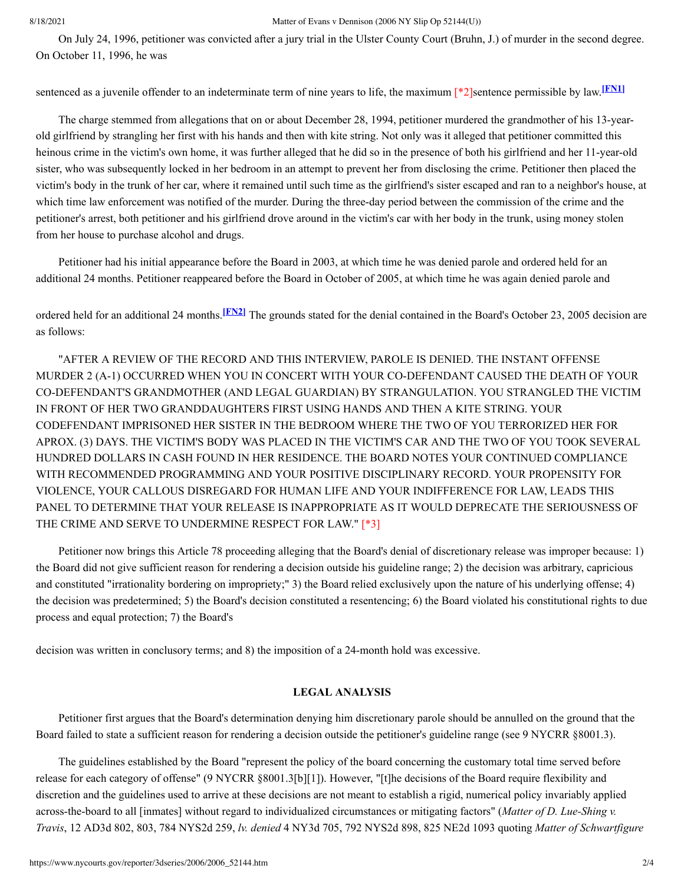On July 24, 1996, petitioner was convicted after a jury trial in the Ulster County Court (Bruhn, J.) of murder in the second degree. On October 11, 1996, he was

sentenced as a juvenile offender to an indeterminate term of nine years to life, the maximum [*2]sentence permissible by law.[FN1]

The charge stemmed from allegations that on or about December 28, 1994, petitioner murdered the grandmother of his 13-year-old girlfriend by strangling her first with his hands and then with kite string. Not only was it alleged that petitioner committed this heinous crime in the victim's own home, it was further alleged that he did so in the presence of both his girlfriend and her 11-year-old sister, who was subsequently locked in her bedroom in an attempt to prevent her from disclosing the crime. Petitioner then placed the victim's body in the trunk of her car, where it remained until such time as the girlfriend's sister escaped and ran to a neighbor's house, at which time law enforcement was notified of the murder. During the three-day period between the commission of the crime and the petitioner's arrest, both petitioner and his girlfriend drove around in the victim's car with her body in the trunk, using money stolen from her house to purchase alcohol and drugs.

Petitioner had his initial appearance before the Board in 2003, at which time he was denied parole and ordered held for an additional 24 months. Petitioner reappeared before the Board in October of 2005, at which time he was again denied parole and

ordered held for an additional 24 months.[FN2] The grounds stated for the denial contained in the Board's October 23, 2005 decision are as follows:

"AFTER A REVIEW OF THE RECORD AND THIS INTERVIEW, PAROLE IS DENIED. THE INSTANT OFFENSE MURDER 2 (A-1) OCCURRED WHEN YOU IN CONCERT WITH YOUR CO-DEFENDANT CAUSED THE DEATH OF YOUR CO-DEFENDANT'S GRANDMOTHER (AND LEGAL GUARDIAN) BY STRANGULATION. YOU STRANGLED THE VICTIM IN FRONT OF HER TWO GRANDDAUGHTERS FIRST USING HANDS AND THEN A KITE STRING. YOUR CODEFENDANT IMPRISONED HER SISTER IN THE BEDROOM WHERE THE TWO OF YOU TERRORIZED HER FOR APROX. (3) DAYS. THE VICTIM'S BODY WAS PLACED IN THE VICTIM'S CAR AND THE TWO OF YOU TOOK SEVERAL HUNDRED DOLLARS IN CASH FOUND IN HER RESIDENCE. THE BOARD NOTES YOUR CONTINUED COMPLIANCE WITH RECOMMENDED PROGRAMMING AND YOUR POSITIVE DISCIPLINARY RECORD. YOUR PROPENSITY FOR VIOLENCE, YOUR CALLOUS DISREGARD FOR HUMAN LIFE AND YOUR INDIFFERENCE FOR LAW, LEADS THIS PANEL TO DETERMINE THAT YOUR RELEASE IS INAPPROPRIATE AS IT WOULD DEPRECATE THE SERIOUSNESS OF THE CRIME AND SERVE TO UNDERMINE RESPECT FOR LAW." [*3]

Petitioner now brings this Article 78 proceeding alleging that the Board's denial of discretionary release was improper because: 1) the Board did not give sufficient reason for rendering a decision outside his guideline range; 2) the decision was arbitrary, capricious and constituted "irrationality bordering on impropriety;" 3) the Board relied exclusively upon the nature of his underlying offense; 4) the decision was predetermined; 5) the Board's decision constituted a resentencing; 6) the Board violated his constitutional rights to due process and equal protection; 7) the Board's

decision was written in conclusory terms; and 8) the imposition of a 24-month hold was excessive.

**LEGAL ANALYSIS**

Petitioner first argues that the Board's determination denying him discretionary parole should be annulled on the ground that the Board failed to state a sufficient reason for rendering a decision outside the petitioner's guideline range (see 9 NYCRR §8001.3).

The guidelines established by the Board "represent the policy of the board concerning the customary total time served before release for each category of offense" (9 NYCRR §8001.3[b][1]). However, "[t]he decisions of the Board require flexibility and discretion and the guidelines used to arrive at these decisions are not meant to establish a rigid, numerical policy invariably applied across-the-board to all [inmates] without regard to individualized circumstances or mitigating factors" (*Matter of D. Lue-Shing v. Travis*, 12 AD3d 802, 803, 784 NYS2d 259, *lv. denied* 4 NY3d 705, 792 NYS2d 898, 825 NE2d 1093 quoting *Matter of Schwartfigure*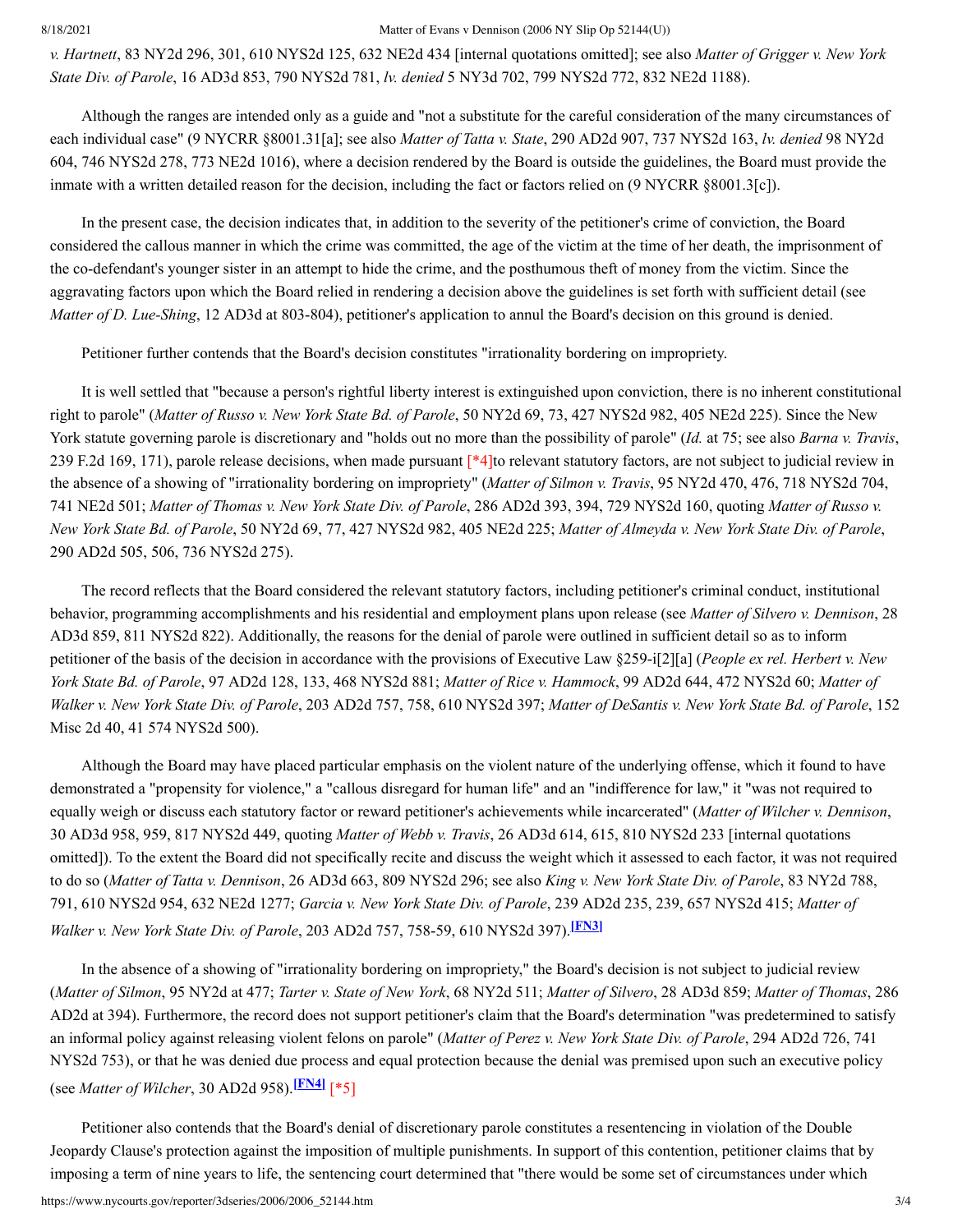*v. Hartnett*, 83 NY2d 296, 301, 610 NYS2d 125, 632 NE2d 434 [internal quotations omitted]; see also *Matter of Grigger v. New York State Div. of Parole*, 16 AD3d 853, 790 NYS2d 781, *lv. denied* 5 NY3d 702, 799 NYS2d 772, 832 NE2d 1188).

Although the ranges are intended only as a guide and "not a substitute for the careful consideration of the many circumstances of each individual case" (9 NYCRR §8001.31[a]; see also *Matter of Tatta v. State*, 290 AD2d 907, 737 NYS2d 163, *lv. denied* 98 NY2d 604, 746 NYS2d 278, 773 NE2d 1016), where a decision rendered by the Board is outside the guidelines, the Board must provide the inmate with a written detailed reason for the decision, including the fact or factors relied on (9 NYCRR §8001.3[c]).

In the present case, the decision indicates that, in addition to the severity of the petitioner's crime of conviction, the Board considered the callous manner in which the crime was committed, the age of the victim at the time of her death, the imprisonment of the co-defendant's younger sister in an attempt to hide the crime, and the posthumous theft of money from the victim. Since the aggravating factors upon which the Board relied in rendering a decision above the guidelines is set forth with sufficient detail (see *Matter of D. Lue-Shing*, 12 AD3d at 803-804), petitioner's application to annul the Board's decision on this ground is denied.

Petitioner further contends that the Board's decision constitutes "irrationality bordering on impropriety.

It is well settled that "because a person's rightful liberty interest is extinguished upon conviction, there is no inherent constitutional right to parole" (*Matter of Russo v. New York State Bd. of Parole*, 50 NY2d 69, 73, 427 NYS2d 982, 405 NE2d 225). Since the New York statute governing parole is discretionary and "holds out no more than the possibility of parole" (*Id.* at 75; see also *Barna v. Travis*, 239 F.2d 169, 171), parole release decisions, when made pursuant [*4]to relevant statutory factors, are not subject to judicial review in the absence of a showing of "irrationality bordering on impropriety" (*Matter of Silmon v. Travis*, 95 NY2d 470, 476, 718 NYS2d 704, 741 NE2d 501; *Matter of Thomas v. New York State Div. of Parole*, 286 AD2d 393, 394, 729 NYS2d 160, quoting *Matter of Russo v. New York State Bd. of Parole*, 50 NY2d 69, 77, 427 NYS2d 982, 405 NE2d 225; *Matter of Almeyda v. New York State Div. of Parole*, 290 AD2d 505, 506, 736 NYS2d 275).

The record reflects that the Board considered the relevant statutory factors, including petitioner's criminal conduct, institutional behavior, programming accomplishments and his residential and employment plans upon release (see *Matter of Silvero v. Dennison*, 28 AD3d 859, 811 NYS2d 822). Additionally, the reasons for the denial of parole were outlined in sufficient detail so as to inform petitioner of the basis of the decision in accordance with the provisions of Executive Law §259-i[2][a] (*People ex rel. Herbert v. New York State Bd. of Parole*, 97 AD2d 128, 133, 468 NYS2d 881; *Matter of Rice v. Hammock*, 99 AD2d 644, 472 NYS2d 60; *Matter of Walker v. New York State Div. of Parole*, 203 AD2d 757, 758, 610 NYS2d 397; *Matter of DeSantis v. New York State Bd. of Parole*, 152 Misc 2d 40, 41 574 NYS2d 500).

Although the Board may have placed particular emphasis on the violent nature of the underlying offense, which it found to have demonstrated a "propensity for violence," a "callous disregard for human life" and an "indifference for law," it "was not required to equally weigh or discuss each statutory factor or reward petitioner's achievements while incarcerated" (*Matter of Wilcher v. Dennison*, 30 AD3d 958, 959, 817 NYS2d 449, quoting *Matter of Webb v. Travis*, 26 AD3d 614, 615, 810 NYS2d 233 [internal quotations omitted]). To the extent the Board did not specifically recite and discuss the weight which it assessed to each factor, it was not required to do so (*Matter of Tatta v. Dennison*, 26 AD3d 663, 809 NYS2d 296; see also *King v. New York State Div. of Parole*, 83 NY2d 788, 791, 610 NYS2d 954, 632 NE2d 1277; *Garcia v. New York State Div. of Parole*, 239 AD2d 235, 239, 657 NYS2d 415; *Matter of Walker v. New York State Div. of Parole*, 203 AD2d 757, 758-59, 610 NYS2d 397).[FN3]

In the absence of a showing of "irrationality bordering on impropriety," the Board's decision is not subject to judicial review (*Matter of Silmon*, 95 NY2d at 477; *Tarter v. State of New York*, 68 NY2d 511; *Matter of Silvero*, 28 AD3d 859; *Matter of Thomas*, 286 AD2d at 394). Furthermore, the record does not support petitioner's claim that the Board's determination "was predetermined to satisfy an informal policy against releasing violent felons on parole" (*Matter of Perez v. New York State Div. of Parole*, 294 AD2d 726, 741 NYS2d 753), or that he was denied due process and equal protection because the denial was premised upon such an executive policy (see *Matter of Wilcher*, 30 AD2d 958).[FN4] [*5]

Petitioner also contends that the Board's denial of discretionary parole constitutes a resentencing in violation of the Double Jeopardy Clause's protection against the imposition of multiple punishments. In support of this contention, petitioner claims that by imposing a term of nine years to life, the sentencing court determined that "there would be some set of circumstances under which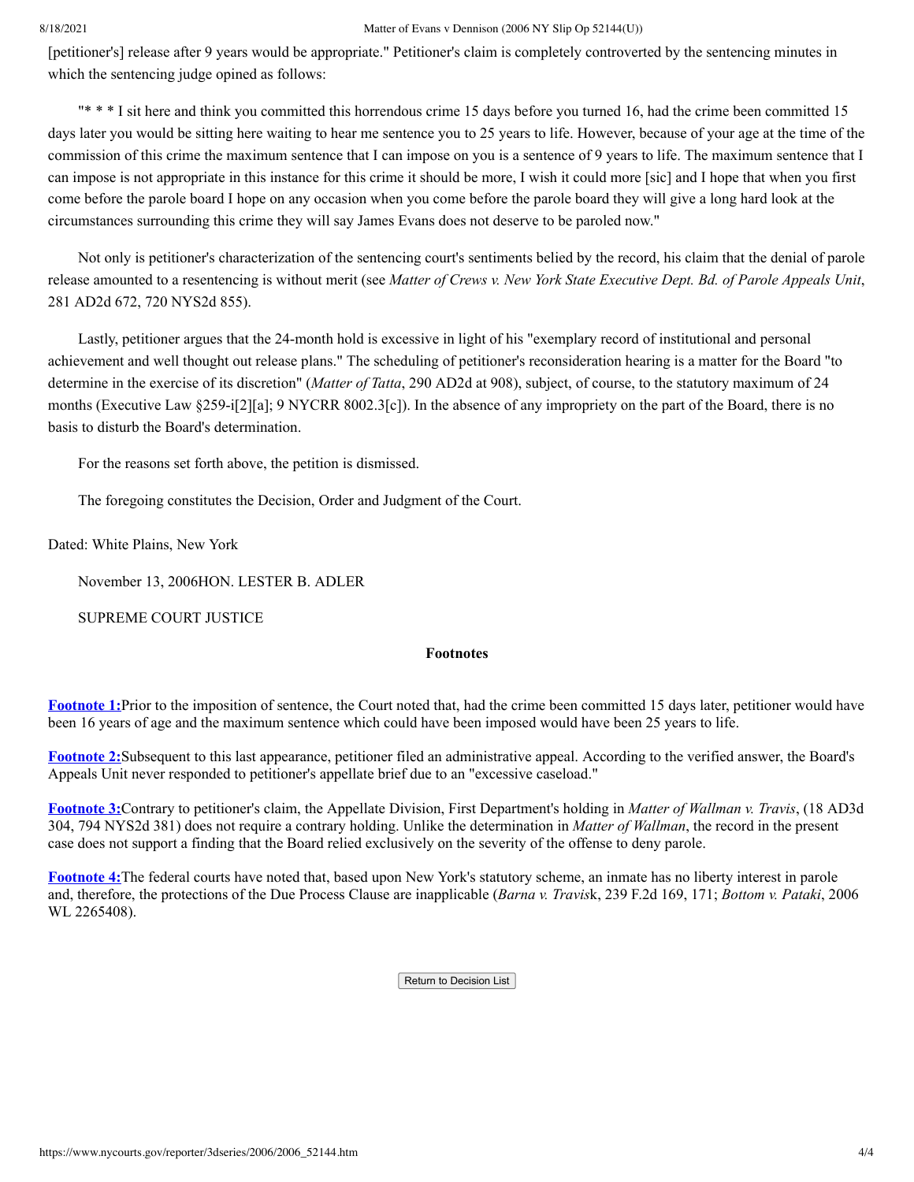[petitioner's] release after 9 years would be appropriate." Petitioner's claim is completely controverted by the sentencing minutes in which the sentencing judge opined as follows:

"* * * I sit here and think you committed this horrendous crime 15 days before you turned 16, had the crime been committed 15 days later you would be sitting here waiting to hear me sentence you to 25 years to life. However, because of your age at the time of the commission of this crime the maximum sentence that I can impose on you is a sentence of 9 years to life. The maximum sentence that I can impose is not appropriate in this instance for this crime it should be more, I wish it could more [sic] and I hope that when you first come before the parole board I hope on any occasion when you come before the parole board they will give a long hard look at the circumstances surrounding this crime they will say James Evans does not deserve to be paroled now."

Not only is petitioner's characterization of the sentencing court's sentiments belied by the record, his claim that the denial of parole release amounted to a resentencing is without merit (see *Matter of Crews v. New York State Executive Dept. Bd. of Parole Appeals Unit*, 281 AD2d 672, 720 NYS2d 855).

Lastly, petitioner argues that the 24-month hold is excessive in light of his "exemplary record of institutional and personal achievement and well thought out release plans." The scheduling of petitioner's reconsideration hearing is a matter for the Board "to determine in the exercise of its discretion" (*Matter of Tatta*, 290 AD2d at 908), subject, of course, to the statutory maximum of 24 months (Executive Law §259-i[2][a]; 9 NYCRR 8002.3[c]). In the absence of any impropriety on the part of the Board, there is no basis to disturb the Board's determination.

For the reasons set forth above, the petition is dismissed.

The foregoing constitutes the Decision, Order and Judgment of the Court.

Dated: White Plains, New York

November 13, 2006HON. LESTER B. ADLER

SUPREME COURT JUSTICE

#### Footnotes

**Footnote 1:**Prior to the imposition of sentence, the Court noted that, had the crime been committed 15 days later, petitioner would have been 16 years of age and the maximum sentence which could have been imposed would have been 25 years to life.

**Footnote 2:**Subsequent to this last appearance, petitioner filed an administrative appeal. According to the verified answer, the Board's Appeals Unit never responded to petitioner's appellate brief due to an "excessive caseload."

**Footnote 3:**Contrary to petitioner's claim, the Appellate Division, First Department's holding in *Matter of Wallman v. Travis*, (18 AD3d 304, 794 NYS2d 381) does not require a contrary holding. Unlike the determination in *Matter of Wallman*, the record in the present case does not support a finding that the Board relied exclusively on the severity of the offense to deny parole.

**Footnote 4:**The federal courts have noted that, based upon New York's statutory scheme, an inmate has no liberty interest in parole and, therefore, the protections of the Due Process Clause are inapplicable (*Barna v. Travis*k, 239 F.2d 169, 171; *Bottom v. Pataki*, 2006 WL 2265408).

Return to Decision List